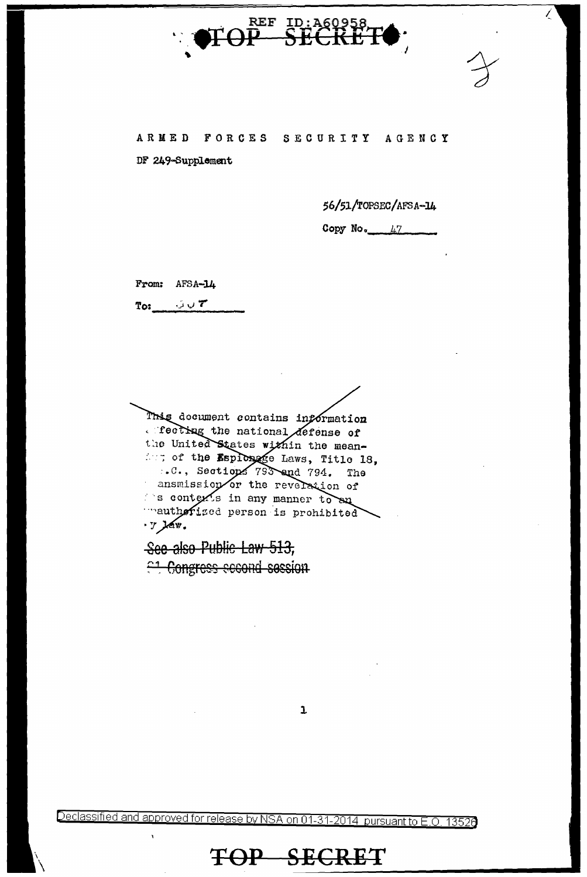REF ID:A60958

TOP SECRET

ARMED FORCES SECURITY AGENCY

DF 249-Supplement

56/51/TOPSEC/AFSA-14

Copy No. 47

From: AFSA-14

To: 307

~~This document contains information affecting the national defense of the United States within the meaning of the Espionage Laws, Title 18, U.S.C., Sections 793 and 794. The transmission or the revelation of its contents in any manner to an unauthorized person is prohibited by law.~~

~~See also Public Law 513, 81 Congress second session~~

Declassified and approved for release by NSA on 01-31-2014 pursuant to E.O. 13526

TOP SECRET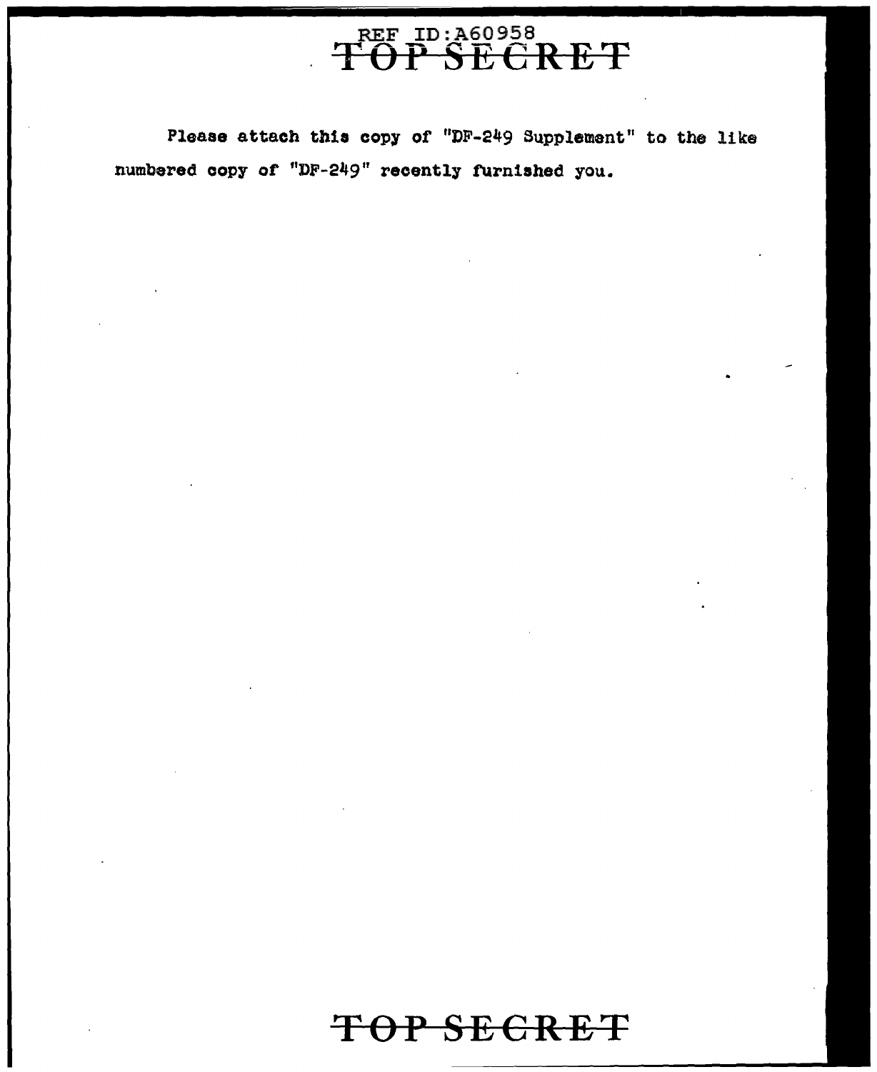REF ID:A60958

TOP SECRET

Please attach this copy of "DF-249 Supplement" to the like numbered copy of "DF-249" recently furnished you.

TOP SECRET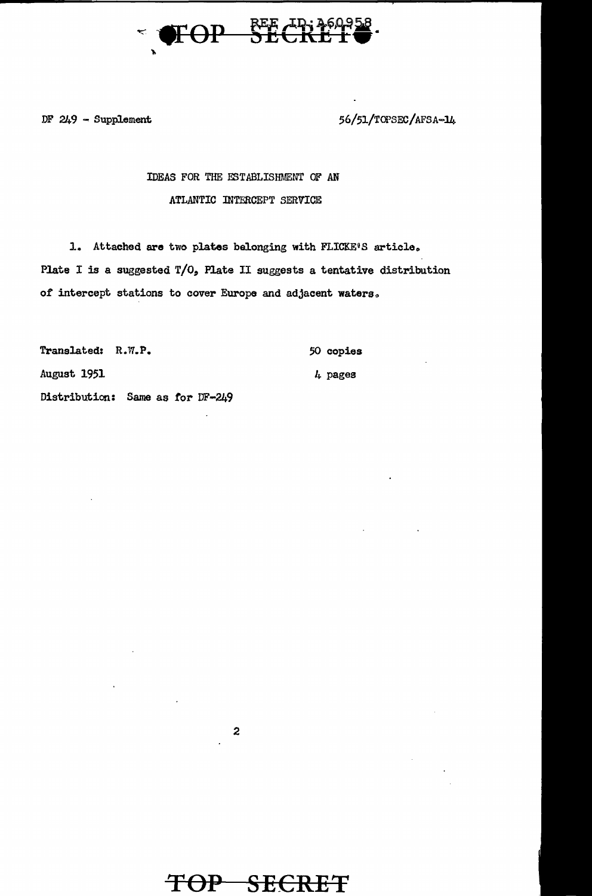DF 249 - Supplement

56/51/TOPSEC/AFSA-14

IDEAS FOR THE ESTABLISHMENT OF AN

ATLANTIC INTERCEPT SERVICE

1. Attached are two plates belonging with FLICKE'S article. Plate I is a suggested T/O, Plate II suggests a tentative distribution of intercept stations to cover Europe and adjacent waters.

Translated: R.W.P.

August 1951

Distribution: Same as for DF-249

50 copies

4 pages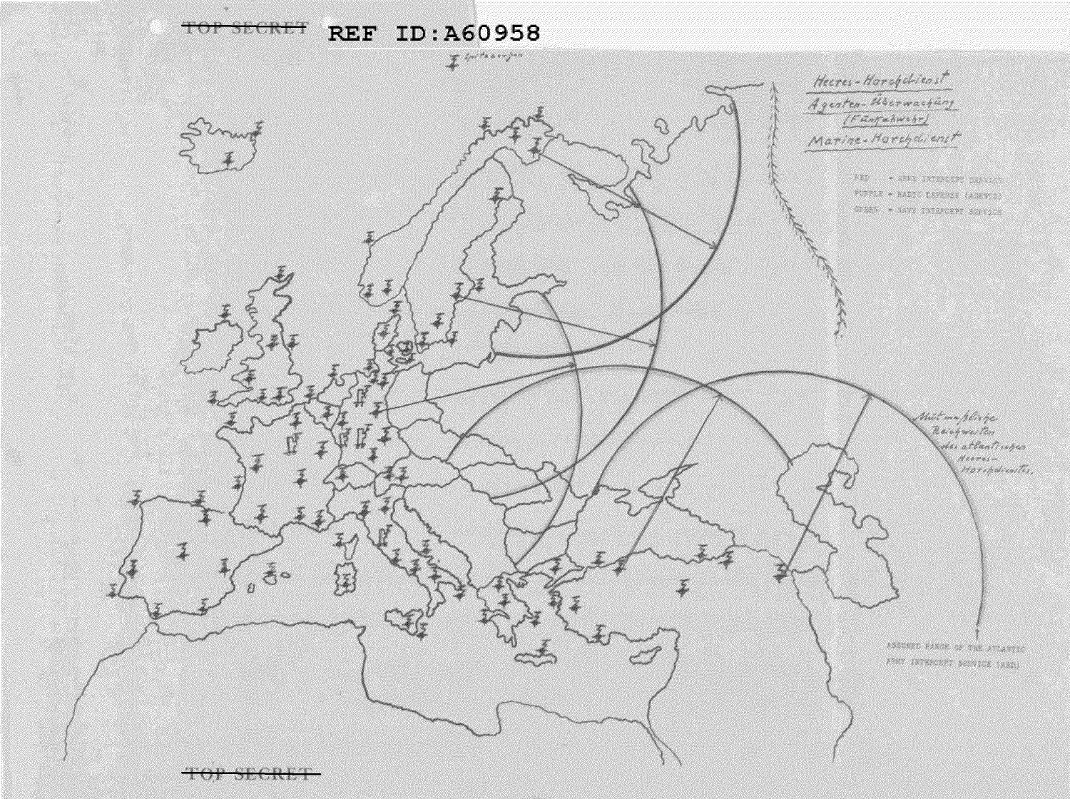~~TOP SECRET~~ REF ID:A60958

Spitzbergen

Heeres-Horchdienst

Agenten-Überwachung

(Funkabwehr)

Marine-Horchdienst

RED = ARMY INTERCEPT SERVICE

PURPLE = RADIO DEFENSE (AGENTS)

GREEN = NAVY INTERCEPT SERVICE

Mutmaßliche Reichweiten des atlantischen Heeres-Horchdienstes.

ASSUMED RANGE OF THE ATLANTIC ARMY INTERCEPT SERVICE (RED)

~~TOP SECRET~~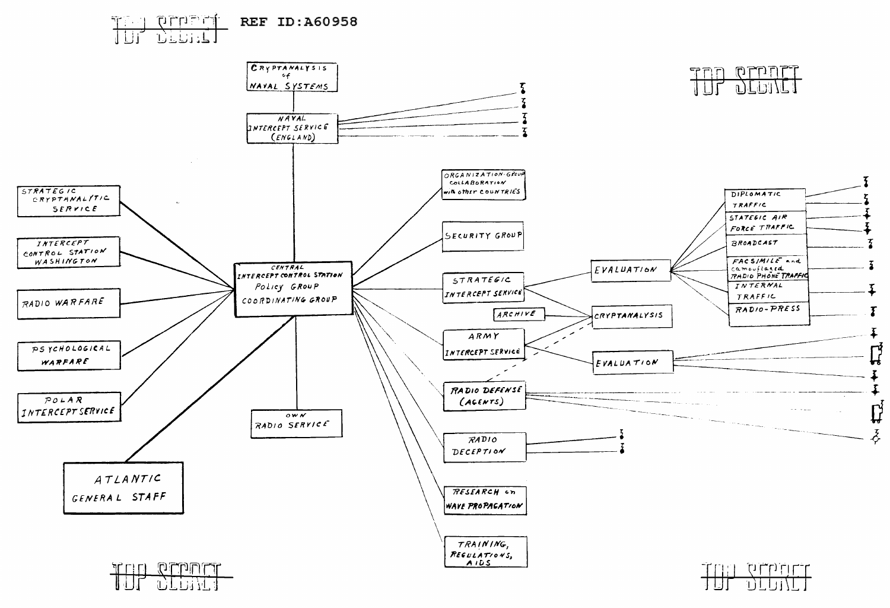TOP SECRET REF ID:A60958

CRYPTANALYSIS of NAVAL SYSTEMS

NAVAL INTERCEPT SERVICE (ENGLAND)

STRATEGIC CRYPTANALYTIC SERVICE

INTERCEPT CONTROL STATION WASHINGTON

RADIO WARFARE

PSYCHOLOGICAL WARFARE

POLAR INTERCEPT SERVICE

ATLANTIC GENERAL STAFF

CENTRAL INTERCEPT CONTROL STATION Policy Group COORDINATING GROUP

OWN RADIO SERVICE

ORGANIZATION-GROUP COLLABORATION with other COUNTRIES

SECURITY GROUP

STRATEGIC INTERCEPT SERVICE

ARCHIVE

ARMY INTERCEPT SERVICE

RADIO DEFENSE (AGENTS)

RADIO DECEPTION

RESEARCH on WAVE PROPAGATION

TRAINING, REGULATIONS, AIDS

EVALUATION

CRYPTANALYSIS

EVALUATION

DIPLOMATIC TRAFFIC

STATEGIC AIR FORCE TRAFFIC

BROADCAST

FACSIMILE and camouflaged RADIO PHONE TRAFFIC

INTERNAL TRAFFIC

RADIO-PRESS

TOP SECRET